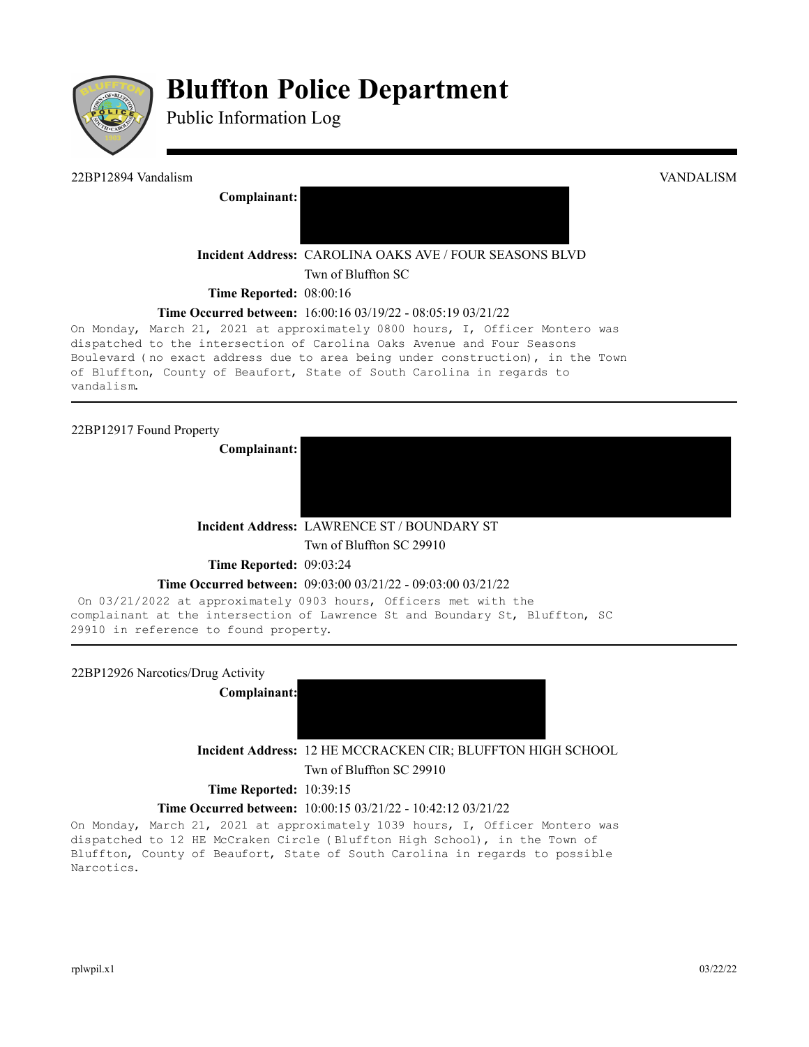# Bluffton Police Department

Public Information Log

---

22BP12894 Vandalism VANDALISM

**Complainant:**

**Incident Address:** CAROLINA OAKS AVE / FOUR SEASONS BLVD
Twn of Bluffton SC

**Time Reported:** 08:00:16

**Time Occurred between:** 16:00:16 03/19/22 - 08:05:19 03/21/22

On Monday, March 21, 2021 at approximately 0800 hours, I, Officer Montero was dispatched to the intersection of Carolina Oaks Avenue and Four Seasons Boulevard (no exact address due to area being under construction), in the Town of Bluffton, County of Beaufort, State of South Carolina in regards to vandalism.

---

22BP12917 Found Property

**Complainant:**

**Incident Address:** LAWRENCE ST / BOUNDARY ST
Twn of Bluffton SC 29910

**Time Reported:** 09:03:24

**Time Occurred between:** 09:03:00 03/21/22 - 09:03:00 03/21/22

On 03/21/2022 at approximately 0903 hours, Officers met with the complainant at the intersection of Lawrence St and Boundary St, Bluffton, SC 29910 in reference to found property.

---

22BP12926 Narcotics/Drug Activity

**Complainant:**

**Incident Address:** 12 HE MCCRACKEN CIR; BLUFFTON HIGH SCHOOL
Twn of Bluffton SC 29910

**Time Reported:** 10:39:15

**Time Occurred between:** 10:00:15 03/21/22 - 10:42:12 03/21/22

On Monday, March 21, 2021 at approximately 1039 hours, I, Officer Montero was dispatched to 12 HE McCraken Circle (Bluffton High School), in the Town of Bluffton, County of Beaufort, State of South Carolina in regards to possible Narcotics.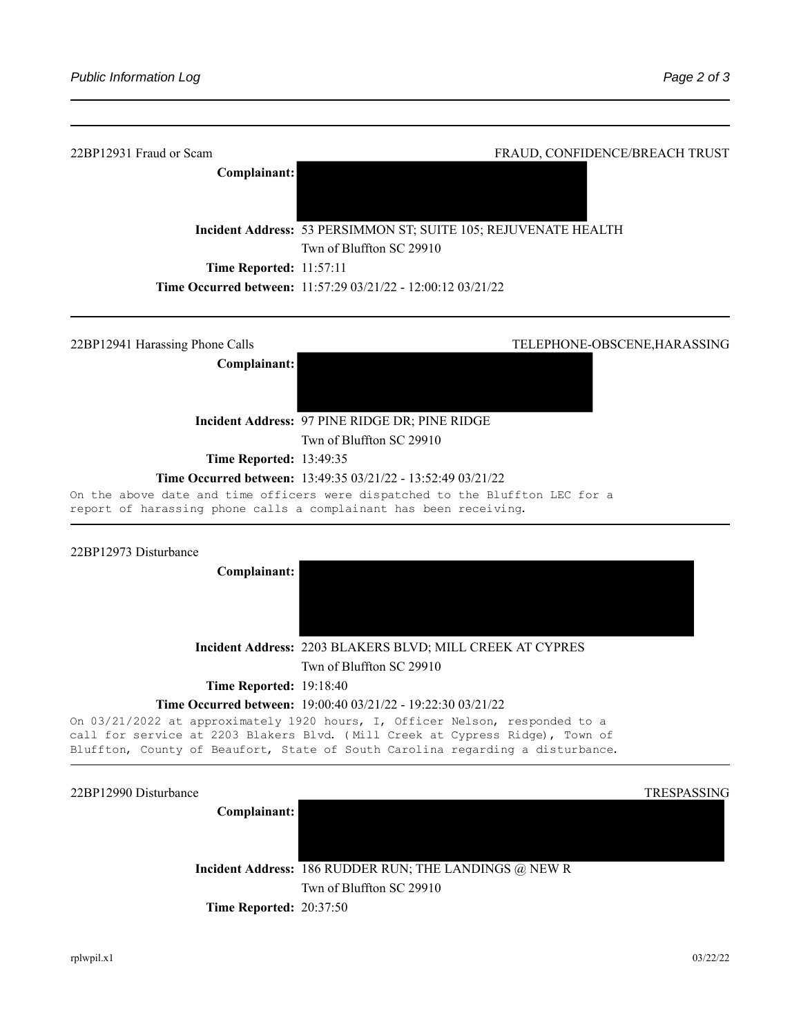22BP12931 Fraud or Scam — FRAUD, CONFIDENCE/BREACH TRUST

**Complainant:**

**Incident Address:** 53 PERSIMMON ST; SUITE 105; REJUVENATE HEALTH
Twn of Bluffton SC 29910

**Time Reported:** 11:57:11

**Time Occurred between:** 11:57:29 03/21/22 - 12:00:12 03/21/22

---

22BP12941 Harassing Phone Calls — TELEPHONE-OBSCENE,HARASSING

**Complainant:**

**Incident Address:** 97 PINE RIDGE DR; PINE RIDGE
Twn of Bluffton SC 29910

**Time Reported:** 13:49:35

**Time Occurred between:** 13:49:35 03/21/22 - 13:52:49 03/21/22

```
On the above date and time officers were dispatched to the Bluffton LEC for a
report of harassing phone calls a complainant has been receiving.
```

---

22BP12973 Disturbance

**Complainant:**

**Incident Address:** 2203 BLAKERS BLVD; MILL CREEK AT CYPRES
Twn of Bluffton SC 29910

**Time Reported:** 19:18:40

**Time Occurred between:** 19:00:40 03/21/22 - 19:22:30 03/21/22

```
On 03/21/2022 at approximately 1920 hours, I, Officer Nelson, responded to a
call for service at 2203 Blakers Blvd. (Mill Creek at Cypress Ridge), Town of
Bluffton, County of Beaufort, State of South Carolina regarding a disturbance.
```

---

22BP12990 Disturbance — TRESPASSING

**Complainant:**

**Incident Address:** 186 RUDDER RUN; THE LANDINGS @ NEW R
Twn of Bluffton SC 29910

**Time Reported:** 20:37:50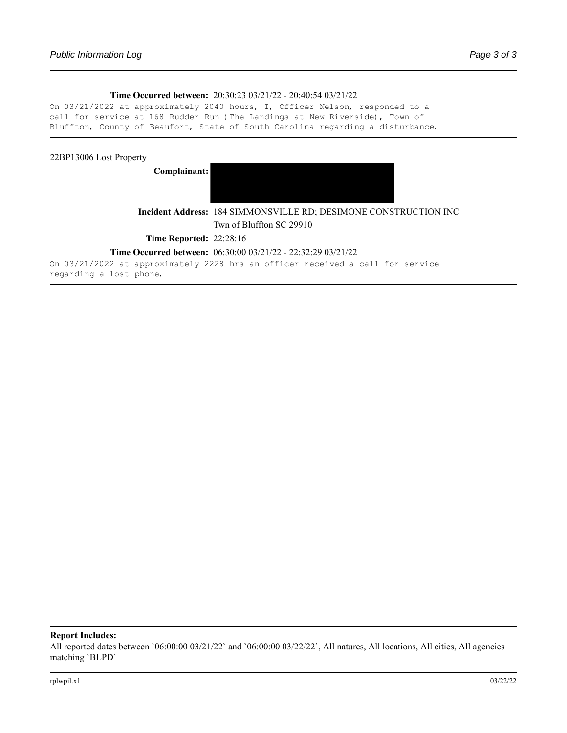**Time Occurred between:** 20:30:23 03/21/22 - 20:40:54 03/21/22

On 03/21/2022 at approximately 2040 hours, I, Officer Nelson, responded to a call for service at 168 Rudder Run (The Landings at New Riverside), Town of Bluffton, County of Beaufort, State of South Carolina regarding a disturbance.

---

22BP13006 Lost Property

**Complainant:**

**Incident Address:** 184 SIMMONSVILLE RD; DESIMONE CONSTRUCTION INC
Twn of Bluffton SC 29910

**Time Reported:** 22:28:16

**Time Occurred between:** 06:30:00 03/21/22 - 22:32:29 03/21/22

On 03/21/2022 at approximately 2228 hrs an officer received a call for service regarding a lost phone.

---

**Report Includes:**

All reported dates between `06:00:00 03/21/22` and `06:00:00 03/22/22`, All natures, All locations, All cities, All agencies matching `BLPD`